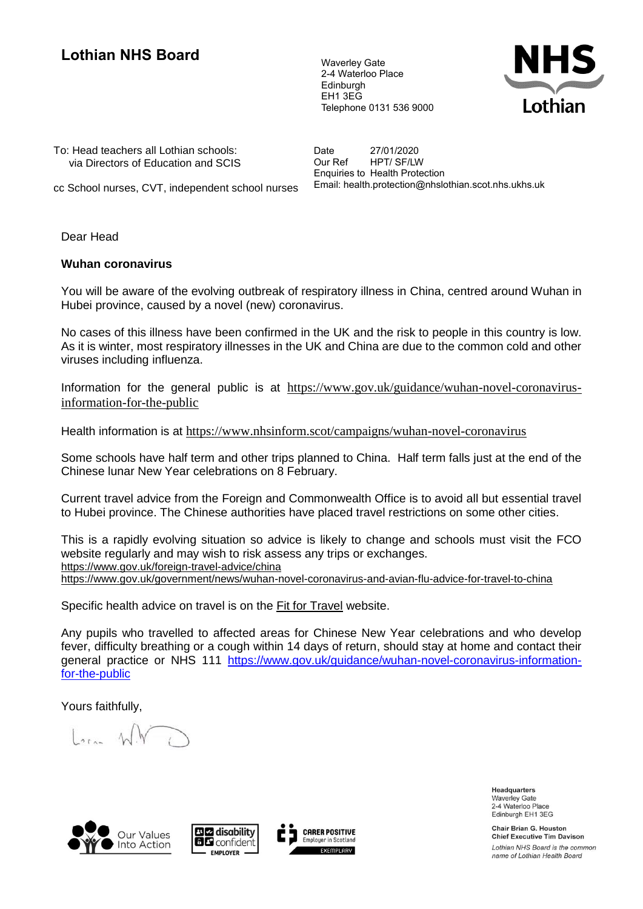# Lothian NHS Board

Waverley Gate
2-4 Waterloo Place
Edinburgh
EH1 3EG
Telephone 0131 536 9000

To: Head teachers all Lothian schools:
via Directors of Education and SCIS

cc School nurses, CVT, independent school nurses

Date 27/01/2020
Our Ref HPT/ SF/LW
Enquiries to Health Protection
Email: health.protection@nhslothian.scot.nhs.ukhs.uk

Dear Head

**Wuhan coronavirus**

You will be aware of the evolving outbreak of respiratory illness in China, centred around Wuhan in Hubei province, caused by a novel (new) coronavirus.

No cases of this illness have been confirmed in the UK and the risk to people in this country is low. As it is winter, most respiratory illnesses in the UK and China are due to the common cold and other viruses including influenza.

Information for the general public is at https://www.gov.uk/guidance/wuhan-novel-coronavirus-information-for-the-public

Health information is at https://www.nhsinform.scot/campaigns/wuhan-novel-coronavirus

Some schools have half term and other trips planned to China. Half term falls just at the end of the Chinese lunar New Year celebrations on 8 February.

Current travel advice from the Foreign and Commonwealth Office is to avoid all but essential travel to Hubei province. The Chinese authorities have placed travel restrictions on some other cities.

This is a rapidly evolving situation so advice is likely to change and schools must visit the FCO website regularly and may wish to risk assess any trips or exchanges.
https://www.gov.uk/foreign-travel-advice/china
https://www.gov.uk/government/news/wuhan-novel-coronavirus-and-avian-flu-advice-for-travel-to-china

Specific health advice on travel is on the Fit for Travel website.

Any pupils who travelled to affected areas for Chinese New Year celebrations and who develop fever, difficulty breathing or a cough within 14 days of return, should stay at home and contact their general practice or NHS 111 https://www.gov.uk/guidance/wuhan-novel-coronavirus-information-for-the-public

Yours faithfully,

**Headquarters**
Waverley Gate
2-4 Waterloo Place
Edinburgh EH1 3EG

**Chair Brian G. Houston**
**Chief Executive Tim Davison**

*Lothian NHS Board is the common name of Lothian Health Board*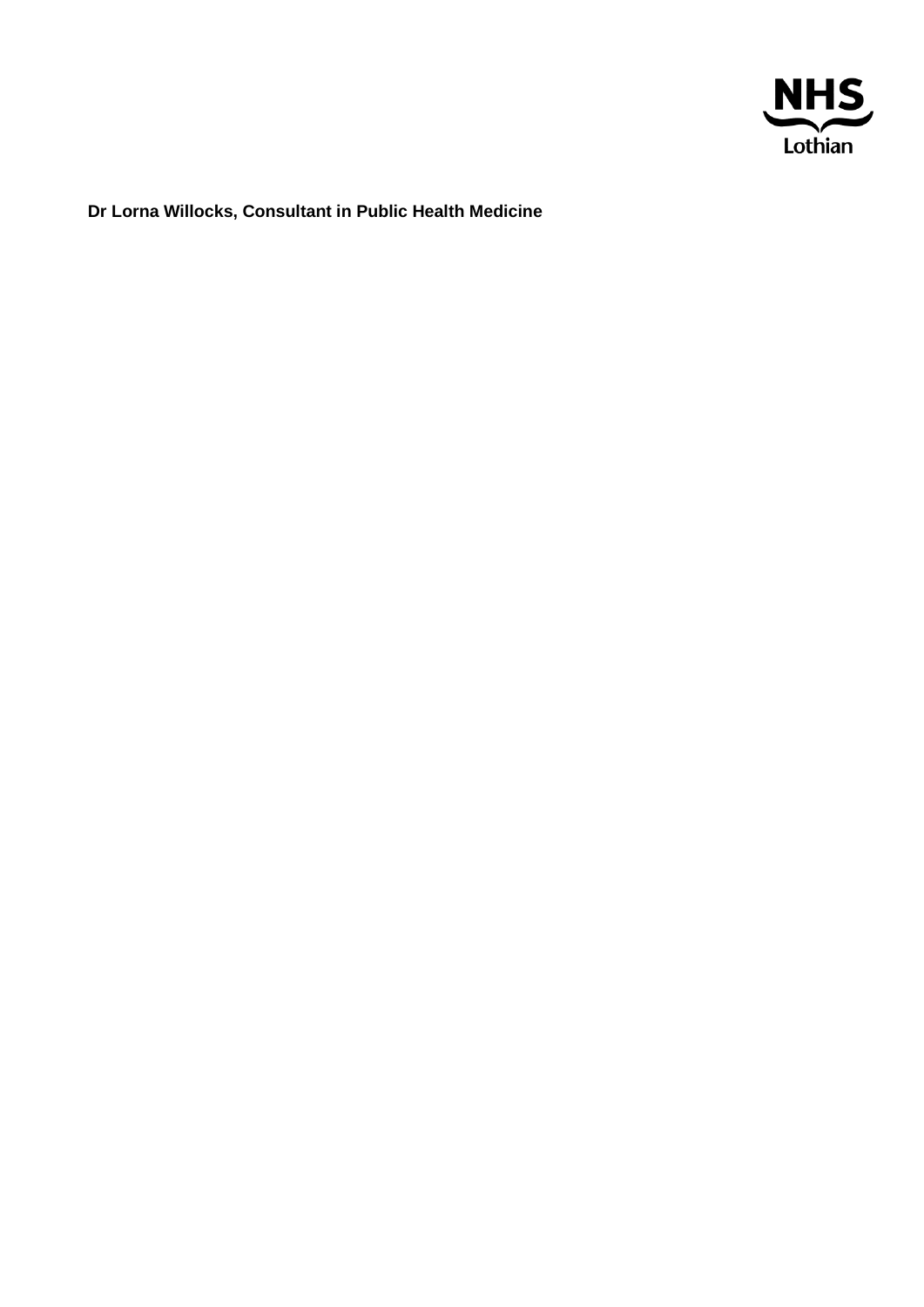**Dr Lorna Willocks, Consultant in Public Health Medicine**